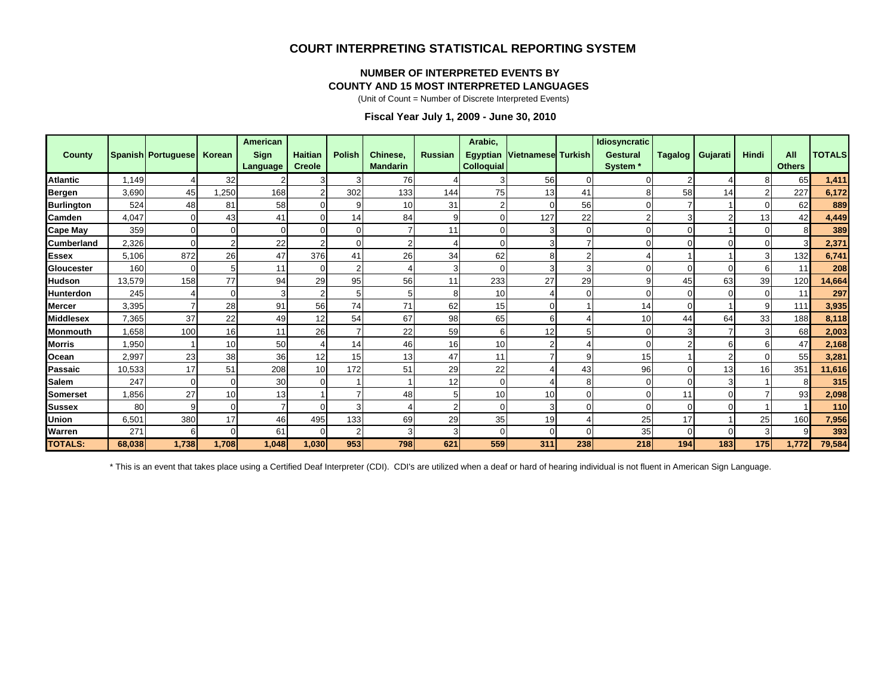# COURT INTERPRETING STATISTICAL REPORTING SYSTEM

## NUMBER OF INTERPRETED EVENTS BY COUNTY AND 15 MOST INTERPRETED LANGUAGES

(Unit of Count = Number of Discrete Interpreted Events)

### Fiscal Year July 1, 2009 - June 30, 2010

| County | Spanish | Portuguese | Korean | American Sign Language | Haitian Creole | Polish | Chinese, Mandarin | Russian | Arabic, Egyptian Colloquial | Vietnamese | Turkish | Idiosyncratic Gestural System * | Tagalog | Gujarati | Hindi | All Others | TOTALS |
|---|---|---|---|---|---|---|---|---|---|---|---|---|---|---|---|---|---|
| **Atlantic** | 1,149 | 4 | 32 | 2 | 3 | 3 | 76 | 4 | 3 | 56 | 0 | 0 | 2 | 4 | 8 | 65 | **1,411** |
| **Bergen** | 3,690 | 45 | 1,250 | 168 | 2 | 302 | 133 | 144 | 75 | 13 | 41 | 8 | 58 | 14 | 2 | 227 | **6,172** |
| **Burlington** | 524 | 48 | 81 | 58 | 0 | 9 | 10 | 31 | 2 | 0 | 56 | 0 | 7 | 1 | 0 | 62 | **889** |
| **Camden** | 4,047 | 0 | 43 | 41 | 0 | 14 | 84 | 9 | 0 | 127 | 22 | 2 | 3 | 2 | 13 | 42 | **4,449** |
| **Cape May** | 359 | 0 | 0 | 0 | 0 | 0 | 7 | 11 | 0 | 3 | 0 | 0 | 0 | 1 | 0 | 8 | **389** |
| **Cumberland** | 2,326 | 0 | 2 | 22 | 2 | 0 | 2 | 4 | 0 | 3 | 7 | 0 | 0 | 0 | 0 | 3 | **2,371** |
| **Essex** | 5,106 | 872 | 26 | 47 | 376 | 41 | 26 | 34 | 62 | 8 | 2 | 4 | 1 | 1 | 3 | 132 | **6,741** |
| **Gloucester** | 160 | 0 | 5 | 11 | 0 | 2 | 4 | 3 | 0 | 3 | 3 | 0 | 0 | 0 | 6 | 11 | **208** |
| **Hudson** | 13,579 | 158 | 77 | 94 | 29 | 95 | 56 | 11 | 233 | 27 | 29 | 9 | 45 | 63 | 39 | 120 | **14,664** |
| **Hunterdon** | 245 | 4 | 0 | 3 | 2 | 5 | 5 | 8 | 10 | 4 | 0 | 0 | 0 | 0 | 0 | 11 | **297** |
| **Mercer** | 3,395 | 7 | 28 | 91 | 56 | 74 | 71 | 62 | 15 | 0 | 1 | 14 | 0 | 1 | 9 | 111 | **3,935** |
| **Middlesex** | 7,365 | 37 | 22 | 49 | 12 | 54 | 67 | 98 | 65 | 6 | 4 | 10 | 44 | 64 | 33 | 188 | **8,118** |
| **Monmouth** | 1,658 | 100 | 16 | 11 | 26 | 7 | 22 | 59 | 6 | 12 | 5 | 0 | 3 | 7 | 3 | 68 | **2,003** |
| **Morris** | 1,950 | 1 | 10 | 50 | 4 | 14 | 46 | 16 | 10 | 2 | 4 | 0 | 2 | 6 | 6 | 47 | **2,168** |
| **Ocean** | 2,997 | 23 | 38 | 36 | 12 | 15 | 13 | 47 | 11 | 7 | 9 | 15 | 1 | 2 | 0 | 55 | **3,281** |
| **Passaic** | 10,533 | 17 | 51 | 208 | 10 | 172 | 51 | 29 | 22 | 4 | 43 | 96 | 0 | 13 | 16 | 351 | **11,616** |
| **Salem** | 247 | 0 | 0 | 30 | 0 | 1 | 1 | 12 | 0 | 4 | 8 | 0 | 0 | 3 | 1 | 8 | **315** |
| **Somerset** | 1,856 | 27 | 10 | 13 | 1 | 7 | 48 | 5 | 10 | 10 | 0 | 0 | 11 | 0 | 7 | 93 | **2,098** |
| **Sussex** | 80 | 9 | 0 | 7 | 0 | 3 | 4 | 2 | 0 | 3 | 0 | 0 | 0 | 0 | 1 | 1 | **110** |
| **Union** | 6,501 | 380 | 17 | 46 | 495 | 133 | 69 | 29 | 35 | 19 | 4 | 25 | 17 | 1 | 25 | 160 | **7,956** |
| **Warren** | 271 | 6 | 0 | 61 | 0 | 2 | 3 | 3 | 0 | 0 | 0 | 35 | 0 | 0 | 3 | 9 | **393** |
| **TOTALS:** | **68,038** | **1,738** | **1,708** | **1,048** | **1,030** | **953** | **798** | **621** | **559** | **311** | **238** | **218** | **194** | **183** | **175** | **1,772** | **79,584** |

* This is an event that takes place using a Certified Deaf Interpreter (CDI). CDI's are utilized when a deaf or hard of hearing individual is not fluent in American Sign Language.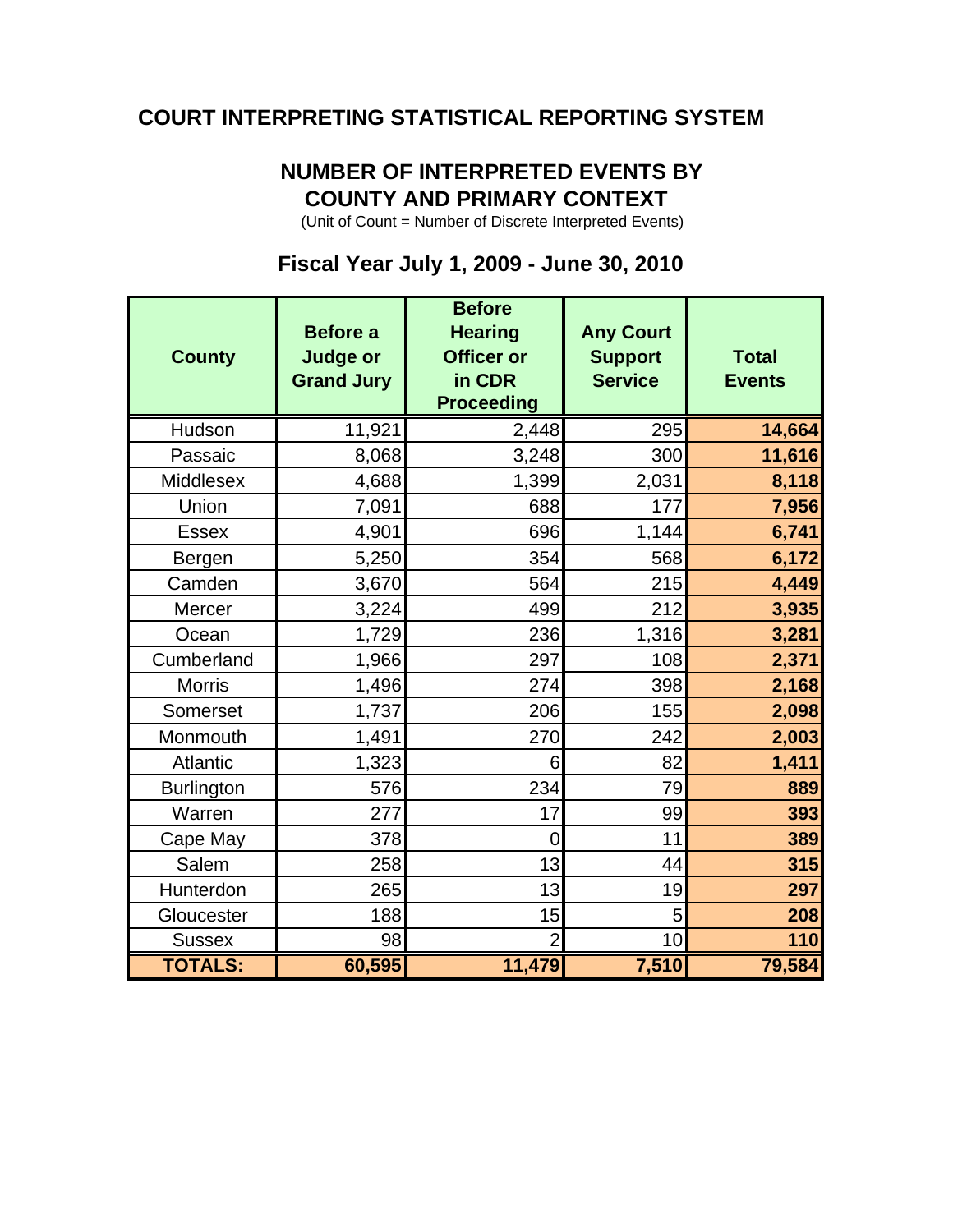## COURT INTERPRETING STATISTICAL REPORTING SYSTEM

### NUMBER OF INTERPRETED EVENTS BY COUNTY AND PRIMARY CONTEXT

(Unit of Count = Number of Discrete Interpreted Events)

### Fiscal Year July 1, 2009 - June 30, 2010

| County | Before a Judge or Grand Jury | Before Hearing Officer or in CDR Proceeding | Any Court Support Service | Total Events |
|---|---|---|---|---|
| Hudson | 11,921 | 2,448 | 295 | **14,664** |
| Passaic | 8,068 | 3,248 | 300 | **11,616** |
| Middlesex | 4,688 | 1,399 | 2,031 | **8,118** |
| Union | 7,091 | 688 | 177 | **7,956** |
| Essex | 4,901 | 696 | 1,144 | **6,741** |
| Bergen | 5,250 | 354 | 568 | **6,172** |
| Camden | 3,670 | 564 | 215 | **4,449** |
| Mercer | 3,224 | 499 | 212 | **3,935** |
| Ocean | 1,729 | 236 | 1,316 | **3,281** |
| Cumberland | 1,966 | 297 | 108 | **2,371** |
| Morris | 1,496 | 274 | 398 | **2,168** |
| Somerset | 1,737 | 206 | 155 | **2,098** |
| Monmouth | 1,491 | 270 | 242 | **2,003** |
| Atlantic | 1,323 | 6 | 82 | **1,411** |
| Burlington | 576 | 234 | 79 | **889** |
| Warren | 277 | 17 | 99 | **393** |
| Cape May | 378 | 0 | 11 | **389** |
| Salem | 258 | 13 | 44 | **315** |
| Hunterdon | 265 | 13 | 19 | **297** |
| Gloucester | 188 | 15 | 5 | **208** |
| Sussex | 98 | 2 | 10 | **110** |
| **TOTALS:** | **60,595** | **11,479** | **7,510** | **79,584** |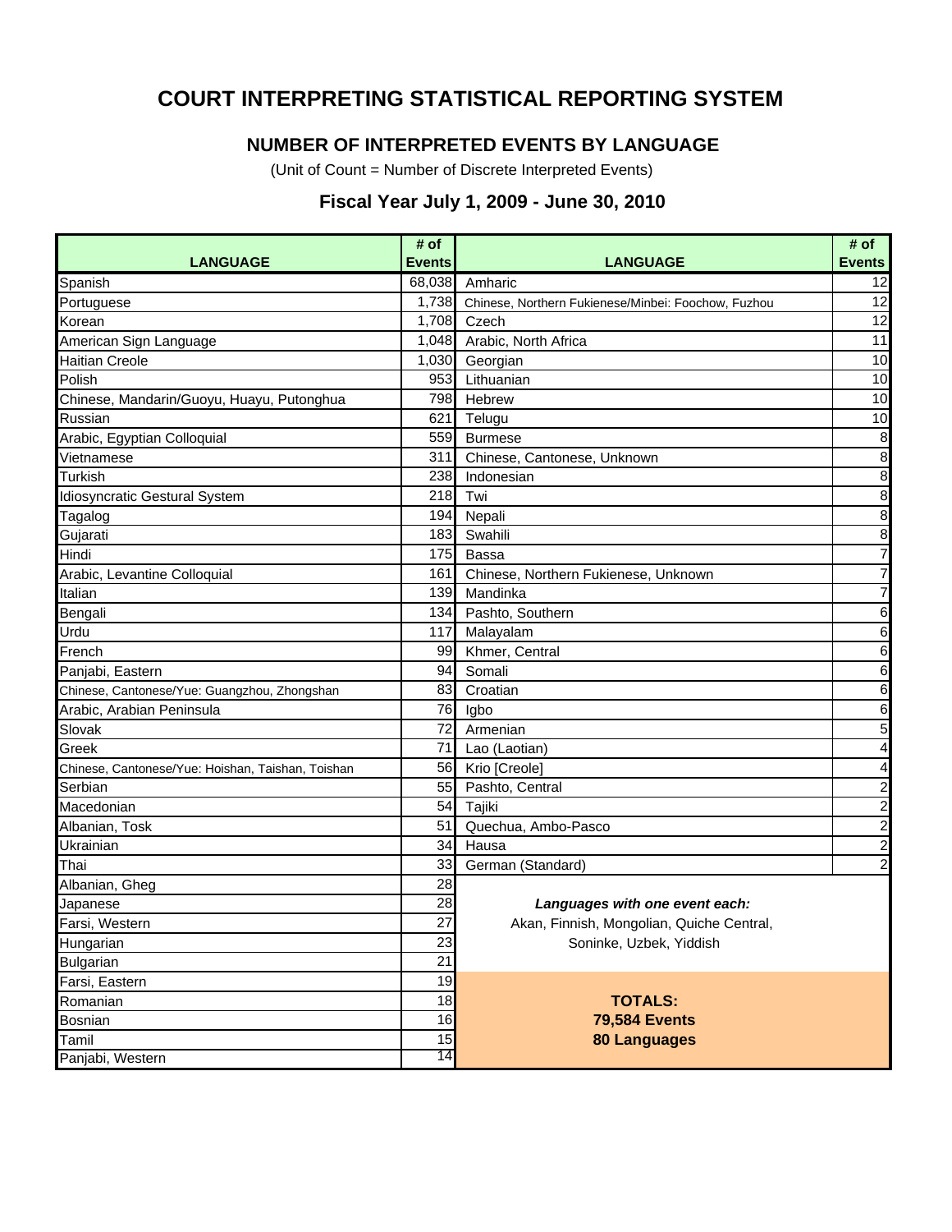# COURT INTERPRETING STATISTICAL REPORTING SYSTEM

## NUMBER OF INTERPRETED EVENTS BY LANGUAGE

(Unit of Count = Number of Discrete Interpreted Events)

### Fiscal Year July 1, 2009 - June 30, 2010

| LANGUAGE | # of Events | LANGUAGE | # of Events |
|---|---|---|---|
| Spanish | 68,038 | Amharic | 12 |
| Portuguese | 1,738 | Chinese, Northern Fukienese/Minbei: Foochow, Fuzhou | 12 |
| Korean | 1,708 | Czech | 12 |
| American Sign Language | 1,048 | Arabic, North Africa | 11 |
| Haitian Creole | 1,030 | Georgian | 10 |
| Polish | 953 | Lithuanian | 10 |
| Chinese, Mandarin/Guoyu, Huayu, Putonghua | 798 | Hebrew | 10 |
| Russian | 621 | Telugu | 10 |
| Arabic, Egyptian Colloquial | 559 | Burmese | 8 |
| Vietnamese | 311 | Chinese, Cantonese, Unknown | 8 |
| Turkish | 238 | Indonesian | 8 |
| Idiosyncratic Gestural System | 218 | Twi | 8 |
| Tagalog | 194 | Nepali | 8 |
| Gujarati | 183 | Swahili | 8 |
| Hindi | 175 | Bassa | 7 |
| Arabic, Levantine Colloquial | 161 | Chinese, Northern Fukienese, Unknown | 7 |
| Italian | 139 | Mandinka | 7 |
| Bengali | 134 | Pashto, Southern | 6 |
| Urdu | 117 | Malayalam | 6 |
| French | 99 | Khmer, Central | 6 |
| Panjabi, Eastern | 94 | Somali | 6 |
| Chinese, Cantonese/Yue: Guangzhou, Zhongshan | 83 | Croatian | 6 |
| Arabic, Arabian Peninsula | 76 | Igbo | 6 |
| Slovak | 72 | Armenian | 5 |
| Greek | 71 | Lao (Laotian) | 4 |
| Chinese, Cantonese/Yue: Hoishan, Taishan, Toishan | 56 | Krio [Creole] | 4 |
| Serbian | 55 | Pashto, Central | 2 |
| Macedonian | 54 | Tajiki | 2 |
| Albanian, Tosk | 51 | Quechua, Ambo-Pasco | 2 |
| Ukrainian | 34 | Hausa | 2 |
| Thai | 33 | German (Standard) | 2 |
| Albanian, Gheg | 28 | | |
| Japanese | 28 | ***Languages with one event each:*** | |
| Farsi, Western | 27 | Akan, Finnish, Mongolian, Quiche Central, | |
| Hungarian | 23 | Soninke, Uzbek, Yiddish | |
| Bulgarian | 21 | | |
| Farsi, Eastern | 19 | | |
| Romanian | 18 | **TOTALS:** | |
| Bosnian | 16 | **79,584 Events** | |
| Tamil | 15 | **80 Languages** | |
| Panjabi, Western | 14 | | |